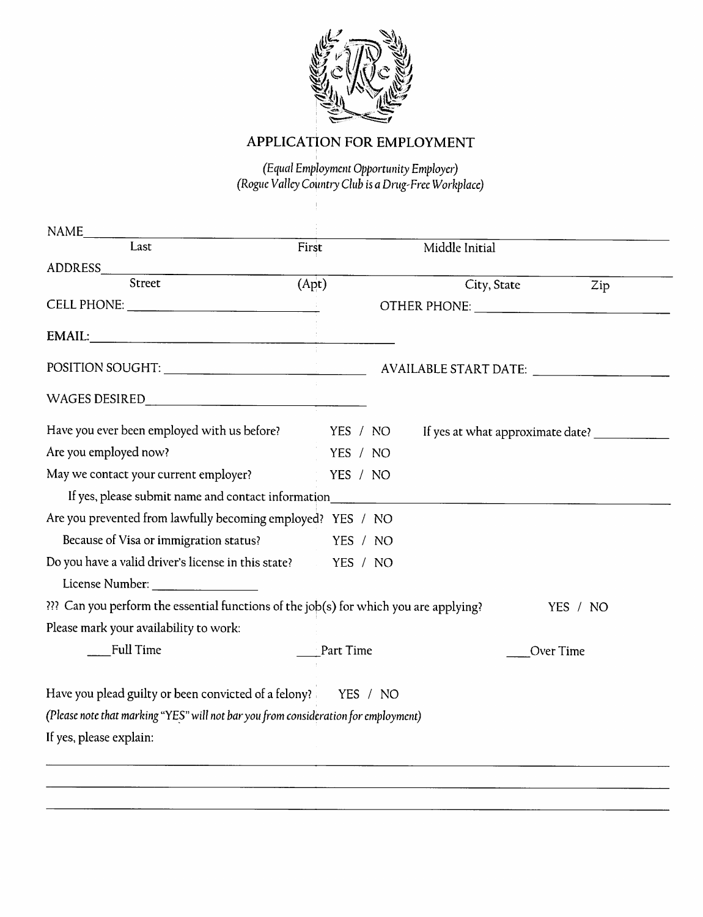# APPLICATION FOR EMPLOYMENT

*(Equal Employment Opportunity Employer)*
*(Rogue Valley Country Club is a Drug-Free Workplace)*

NAME___________________________________________________________________
Last First Middle Initial

ADDRESS________________________________________________________________
Street (Apt) City, State Zip

CELL PHONE: ____________________________ OTHER PHONE: ____________________________

EMAIL:___________________________________________

POSITION SOUGHT: ____________________________ AVAILABLE START DATE: ____________________

WAGES DESIRED______________________________

Have you ever been employed with us before? YES / NO If yes at what approximate date? ___________

Are you employed now? YES / NO

May we contact your current employer? YES / NO

If yes, please submit name and contact information______________________________________________

Are you prevented from lawfully becoming employed? YES / NO

Because of Visa or immigration status? YES / NO

Do you have a valid driver's license in this state? YES / NO

License Number: ________________

??? Can you perform the essential functions of the job(s) for which you are applying? YES / NO

Please mark your availability to work:

____Full Time ____Part Time ____Over Time

Have you plead guilty or been convicted of a felony? YES / NO

*(Please note that marking "YES" will not bar you from consideration for employment)*

If yes, please explain:

_______________________________________________________________________________

_______________________________________________________________________________

_______________________________________________________________________________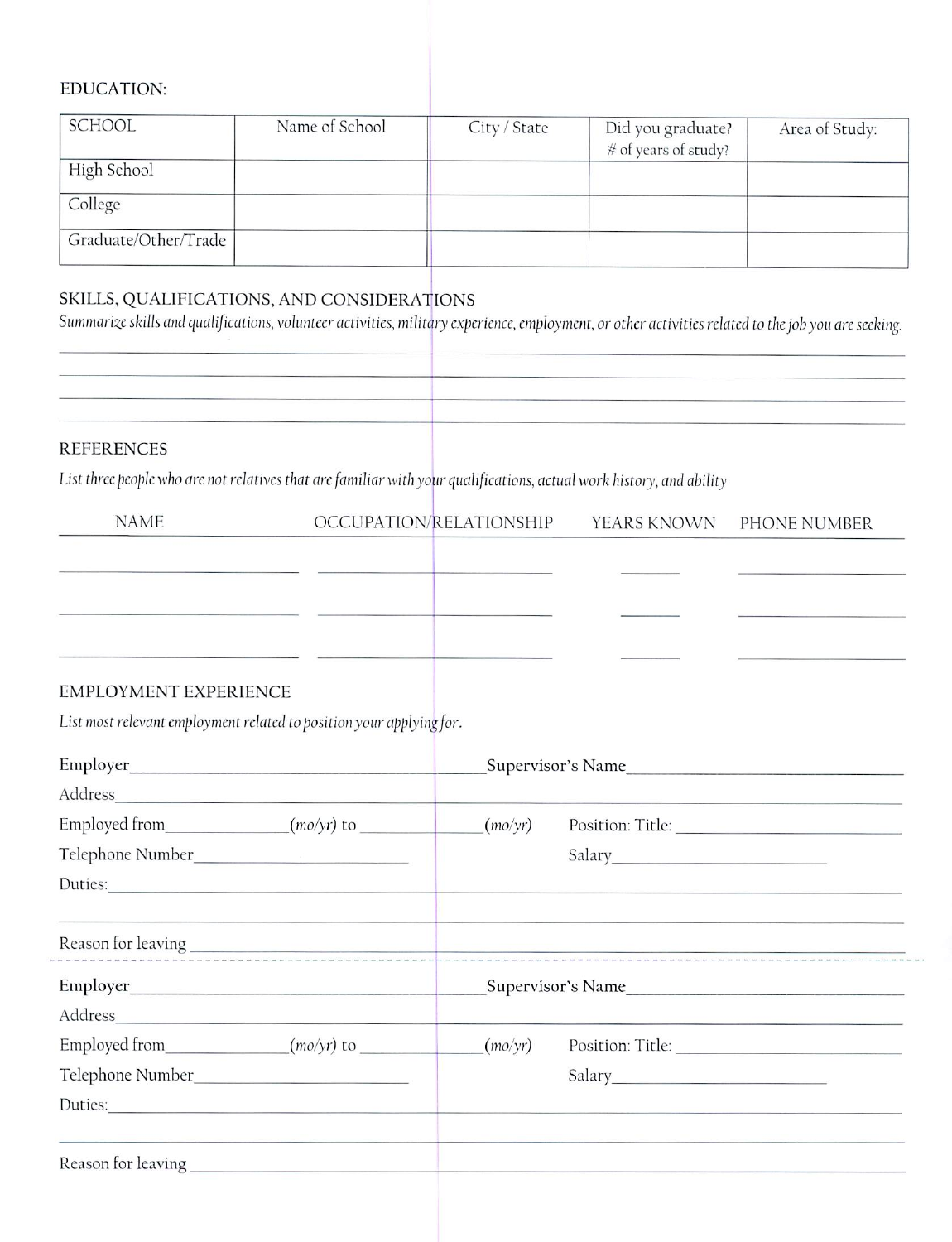## EDUCATION:

| SCHOOL | Name of School | City / State | Did you graduate? # of years of study? | Area of Study: |
|---|---|---|---|---|
| High School | | | | |
| College | | | | |
| Graduate/Other/Trade | | | | |

## SKILLS, QUALIFICATIONS, AND CONSIDERATIONS

*Summarize skills and qualifications, volunteer activities, military experience, employment, or other activities related to the job you are seeking.*

\_\_\_\_\_\_\_\_\_\_\_\_\_\_\_\_\_\_\_\_\_\_\_\_\_\_\_\_\_\_\_\_\_\_\_\_\_\_\_\_\_\_\_\_\_\_\_\_\_\_\_\_\_\_\_\_\_\_\_\_\_\_\_\_\_\_\_\_\_\_\_\_

\_\_\_\_\_\_\_\_\_\_\_\_\_\_\_\_\_\_\_\_\_\_\_\_\_\_\_\_\_\_\_\_\_\_\_\_\_\_\_\_\_\_\_\_\_\_\_\_\_\_\_\_\_\_\_\_\_\_\_\_\_\_\_\_\_\_\_\_\_\_\_\_

\_\_\_\_\_\_\_\_\_\_\_\_\_\_\_\_\_\_\_\_\_\_\_\_\_\_\_\_\_\_\_\_\_\_\_\_\_\_\_\_\_\_\_\_\_\_\_\_\_\_\_\_\_\_\_\_\_\_\_\_\_\_\_\_\_\_\_\_\_\_\_\_

\_\_\_\_\_\_\_\_\_\_\_\_\_\_\_\_\_\_\_\_\_\_\_\_\_\_\_\_\_\_\_\_\_\_\_\_\_\_\_\_\_\_\_\_\_\_\_\_\_\_\_\_\_\_\_\_\_\_\_\_\_\_\_\_\_\_\_\_\_\_\_\_

## REFERENCES

*List three people who are not relatives that are familiar with your qualifications, actual work history, and ability*

| NAME | OCCUPATION/RELATIONSHIP | YEARS KNOWN | PHONE NUMBER |
|---|---|---|---|
| | | | |
| | | | |
| | | | |

## EMPLOYMENT EXPERIENCE

*List most relevant employment related to position your applying for.*

Employer\_\_\_\_\_\_\_\_\_\_\_\_\_\_\_\_\_\_\_\_\_\_\_\_\_\_\_\_\_\_ Supervisor's Name\_\_\_\_\_\_\_\_\_\_\_\_\_\_\_\_\_\_\_\_\_\_\_\_

Address\_\_\_\_\_\_\_\_\_\_\_\_\_\_\_\_\_\_\_\_\_\_\_\_\_\_\_\_\_\_\_\_\_\_\_\_\_\_\_\_\_\_\_\_\_\_\_\_\_\_\_\_\_\_\_\_\_\_\_\_\_\_

Employed from\_\_\_\_\_\_\_\_\_\_*(mo/yr)* to \_\_\_\_\_\_\_\_\_\_*(mo/yr)* Position: Title: \_\_\_\_\_\_\_\_\_\_\_\_\_\_\_\_\_\_\_\_

Telephone Number\_\_\_\_\_\_\_\_\_\_\_\_\_\_\_\_\_\_\_\_ Salary\_\_\_\_\_\_\_\_\_\_\_\_\_\_\_\_\_\_\_\_

Duties:\_\_\_\_\_\_\_\_\_\_\_\_\_\_\_\_\_\_\_\_\_\_\_\_\_\_\_\_\_\_\_\_\_\_\_\_\_\_\_\_\_\_\_\_\_\_\_\_\_\_\_\_\_\_\_\_\_\_\_\_\_\_\_\_

\_\_\_\_\_\_\_\_\_\_\_\_\_\_\_\_\_\_\_\_\_\_\_\_\_\_\_\_\_\_\_\_\_\_\_\_\_\_\_\_\_\_\_\_\_\_\_\_\_\_\_\_\_\_\_\_\_\_\_\_\_\_\_\_\_\_\_\_\_\_\_\_

Reason for leaving \_\_\_\_\_\_\_\_\_\_\_\_\_\_\_\_\_\_\_\_\_\_\_\_\_\_\_\_\_\_\_\_\_\_\_\_\_\_\_\_\_\_\_\_\_\_\_\_\_\_\_\_\_\_\_\_

---

Employer\_\_\_\_\_\_\_\_\_\_\_\_\_\_\_\_\_\_\_\_\_\_\_\_\_\_\_\_\_\_ Supervisor's Name\_\_\_\_\_\_\_\_\_\_\_\_\_\_\_\_\_\_\_\_\_\_\_\_

Address\_\_\_\_\_\_\_\_\_\_\_\_\_\_\_\_\_\_\_\_\_\_\_\_\_\_\_\_\_\_\_\_\_\_\_\_\_\_\_\_\_\_\_\_\_\_\_\_\_\_\_\_\_\_\_\_\_\_\_\_\_\_

Employed from\_\_\_\_\_\_\_\_\_\_*(mo/yr)* to \_\_\_\_\_\_\_\_\_\_*(mo/yr)* Position: Title: \_\_\_\_\_\_\_\_\_\_\_\_\_\_\_\_\_\_\_\_

Telephone Number\_\_\_\_\_\_\_\_\_\_\_\_\_\_\_\_\_\_\_\_ Salary\_\_\_\_\_\_\_\_\_\_\_\_\_\_\_\_\_\_\_\_

Duties:\_\_\_\_\_\_\_\_\_\_\_\_\_\_\_\_\_\_\_\_\_\_\_\_\_\_\_\_\_\_\_\_\_\_\_\_\_\_\_\_\_\_\_\_\_\_\_\_\_\_\_\_\_\_\_\_\_\_\_\_\_\_\_\_

\_\_\_\_\_\_\_\_\_\_\_\_\_\_\_\_\_\_\_\_\_\_\_\_\_\_\_\_\_\_\_\_\_\_\_\_\_\_\_\_\_\_\_\_\_\_\_\_\_\_\_\_\_\_\_\_\_\_\_\_\_\_\_\_\_\_\_\_\_\_\_\_

Reason for leaving \_\_\_\_\_\_\_\_\_\_\_\_\_\_\_\_\_\_\_\_\_\_\_\_\_\_\_\_\_\_\_\_\_\_\_\_\_\_\_\_\_\_\_\_\_\_\_\_\_\_\_\_\_\_\_\_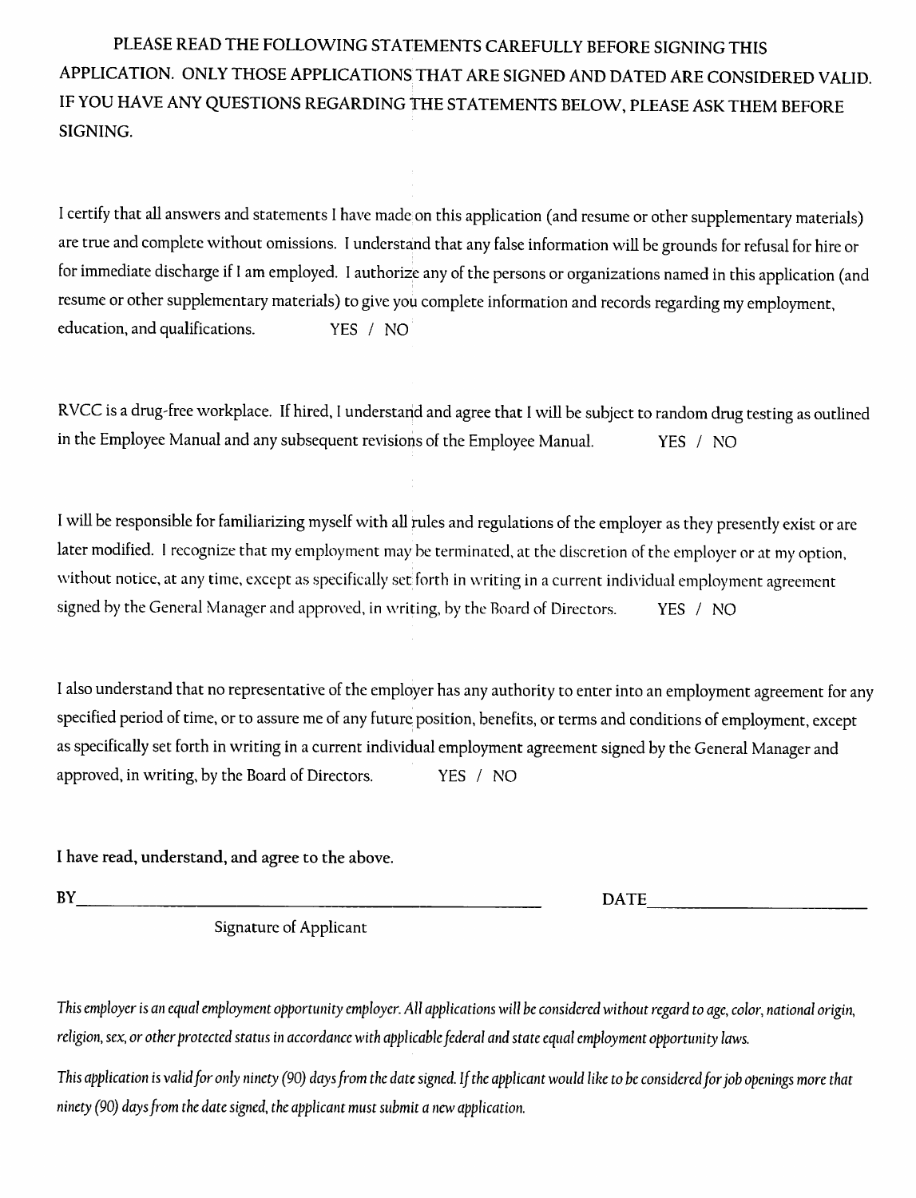**PLEASE READ THE FOLLOWING STATEMENTS CAREFULLY BEFORE SIGNING THIS APPLICATION. ONLY THOSE APPLICATIONS THAT ARE SIGNED AND DATED ARE CONSIDERED VALID. IF YOU HAVE ANY QUESTIONS REGARDING THE STATEMENTS BELOW, PLEASE ASK THEM BEFORE SIGNING.**

I certify that all answers and statements I have made on this application (and resume or other supplementary materials) are true and complete without omissions. I understand that any false information will be grounds for refusal for hire or for immediate discharge if I am employed. I authorize any of the persons or organizations named in this application (and resume or other supplementary materials) to give you complete information and records regarding my employment, education, and qualifications. YES / NO

RVCC is a drug-free workplace. If hired, I understand and agree that I will be subject to random drug testing as outlined in the Employee Manual and any subsequent revisions of the Employee Manual. YES / NO

I will be responsible for familiarizing myself with all rules and regulations of the employer as they presently exist or are later modified. I recognize that my employment may be terminated, at the discretion of the employer or at my option, without notice, at any time, except as specifically set forth in writing in a current individual employment agreement signed by the General Manager and approved, in writing, by the Board of Directors. YES / NO

I also understand that no representative of the employer has any authority to enter into an employment agreement for any specified period of time, or to assure me of any future position, benefits, or terms and conditions of employment, except as specifically set forth in writing in a current individual employment agreement signed by the General Manager and approved, in writing, by the Board of Directors. YES / NO

**I have read, understand, and agree to the above.**

BY_______________________________________________ DATE_______________________

Signature of Applicant

*This employer is an equal employment opportunity employer. All applications will be considered without regard to age, color, national origin, religion, sex, or other protected status in accordance with applicable federal and state equal employment opportunity laws.*

*This application is valid for only ninety (90) days from the date signed. If the applicant would like to be considered for job openings more that ninety (90) days from the date signed, the applicant must submit a new application.*